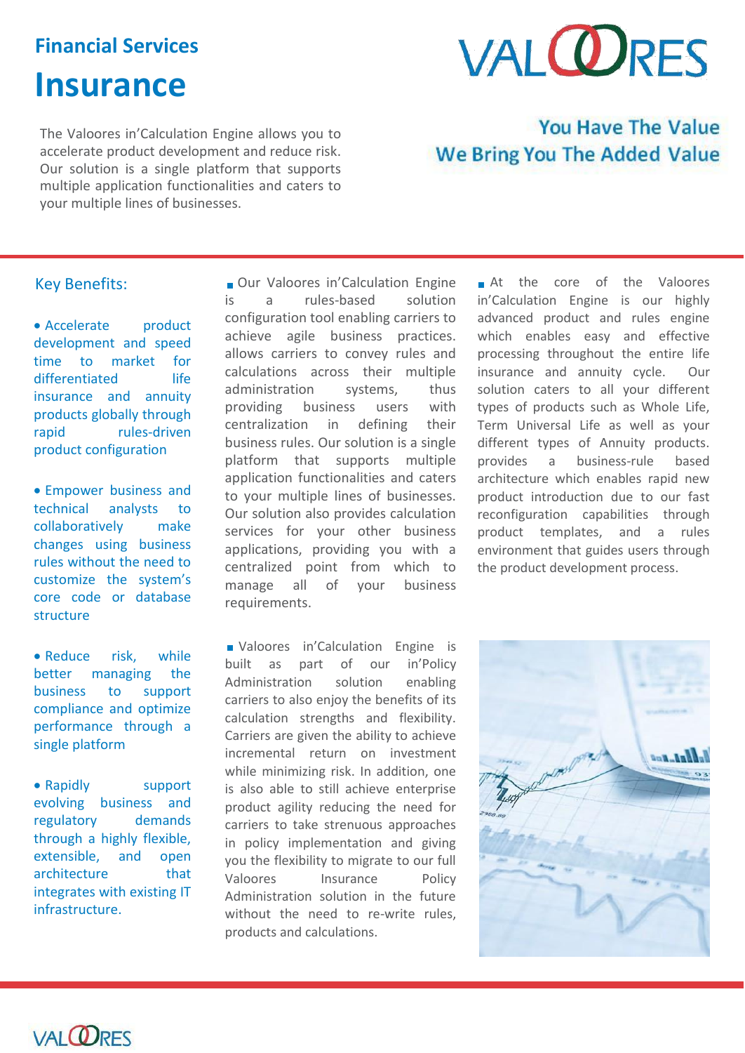## Financial Services

# Insurance

The Valoores in'Calculation Engine allows you to accelerate product development and reduce risk. Our solution is a single platform that supports multiple application functionalities and caters to your multiple lines of businesses.

**VALOORES**

**You Have The Value**
**We Bring You The Added Value**

## Key Benefits:

- Accelerate product development and speed time to market for differentiated life insurance and annuity products globally through rapid rules-driven product configuration
- Empower business and technical analysts to collaboratively make changes using business rules without the need to customize the system's core code or database structure
- Reduce risk, while better managing the business to support compliance and optimize performance through a single platform
- Rapidly support evolving business and regulatory demands through a highly flexible, extensible, and open architecture that integrates with existing IT infrastructure.

Our Valoores in'Calculation Engine is a rules-based solution configuration tool enabling carriers to achieve agile business practices. allows carriers to convey rules and calculations across their multiple administration systems, thus providing business users with centralization in defining their business rules. Our solution is a single platform that supports multiple application functionalities and caters to your multiple lines of businesses. Our solution also provides calculation services for your other business applications, providing you with a centralized point from which to manage all of your business requirements.

Valoores in'Calculation Engine is built as part of our in'Policy Administration solution enabling carriers to also enjoy the benefits of its calculation strengths and flexibility. Carriers are given the ability to achieve incremental return on investment while minimizing risk. In addition, one is also able to still achieve enterprise product agility reducing the need for carriers to take strenuous approaches in policy implementation and giving you the flexibility to migrate to our full Valoores Insurance Policy Administration solution in the future without the need to re-write rules, products and calculations.

At the core of the Valoores in'Calculation Engine is our highly advanced product and rules engine which enables easy and effective processing throughout the entire life insurance and annuity cycle. Our solution caters to all your different types of products such as Whole Life, Term Universal Life as well as your different types of Annuity products. provides a business-rule based architecture which enables rapid new product introduction due to our fast reconfiguration capabilities through product templates, and a rules environment that guides users through the product development process.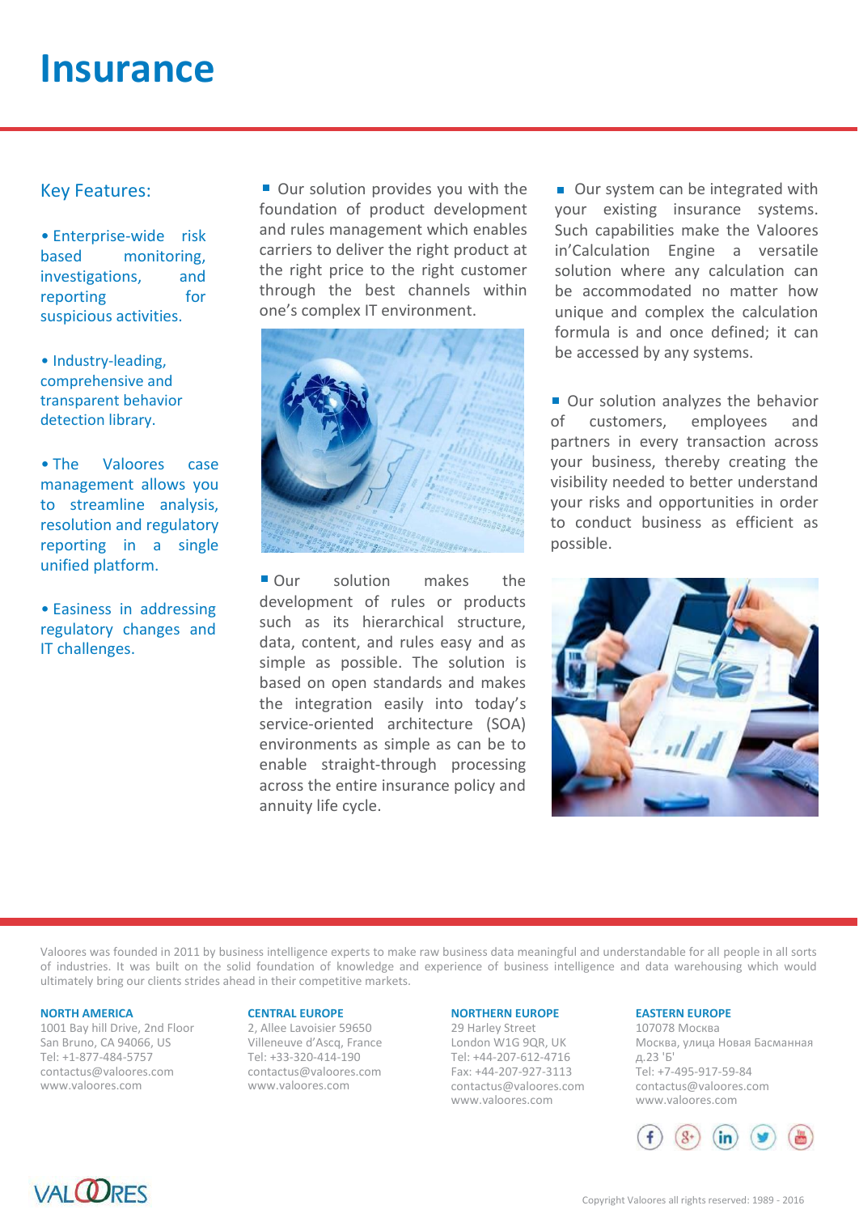# Insurance

## Key Features:

- Enterprise-wide risk based monitoring, investigations, and reporting for suspicious activities.
- Industry-leading, comprehensive and transparent behavior detection library.
- The Valoores case management allows you to streamline analysis, resolution and regulatory reporting in a single unified platform.
- Easiness in addressing regulatory changes and IT challenges.

- Our solution provides you with the foundation of product development and rules management which enables carriers to deliver the right product at the right price to the right customer through the best channels within one's complex IT environment.

- Our solution makes the development of rules or products such as its hierarchical structure, data, content, and rules easy and as simple as possible. The solution is based on open standards and makes the integration easily into today's service-oriented architecture (SOA) environments as simple as can be to enable straight-through processing across the entire insurance policy and annuity life cycle.

- Our system can be integrated with your existing insurance systems. Such capabilities make the Valoores in'Calculation Engine a versatile solution where any calculation can be accommodated no matter how unique and complex the calculation formula is and once defined; it can be accessed by any systems.

- Our solution analyzes the behavior of customers, employees and partners in every transaction across your business, thereby creating the visibility needed to better understand your risks and opportunities in order to conduct business as efficient as possible.

Valoores was founded in 2011 by business intelligence experts to make raw business data meaningful and understandable for all people in all sorts of industries. It was built on the solid foundation of knowledge and experience of business intelligence and data warehousing which would ultimately bring our clients strides ahead in their competitive markets.

**NORTH AMERICA**
1001 Bay hill Drive, 2nd Floor
San Bruno, CA 94066, US
Tel: +1-877-484-5757
contactus@valoores.com
www.valoores.com

**CENTRAL EUROPE**
2, Allee Lavoisier 59650
Villeneuve d'Ascq, France
Tel: +33-320-414-190
contactus@valoores.com
www.valoores.com

**NORTHERN EUROPE**
29 Harley Street
London W1G 9QR, UK
Tel: +44-207-612-4716
Fax: +44-207-927-3113
contactus@valoores.com
www.valoores.com

**EASTERN EUROPE**
107078 Москва
Москва, улица Новая Басманная д.23 'Б'
Tel: +7-495-917-59-84
contactus@valoores.com
www.valoores.com

VALOORES

Copyright Valoores all rights reserved: 1989 - 2016